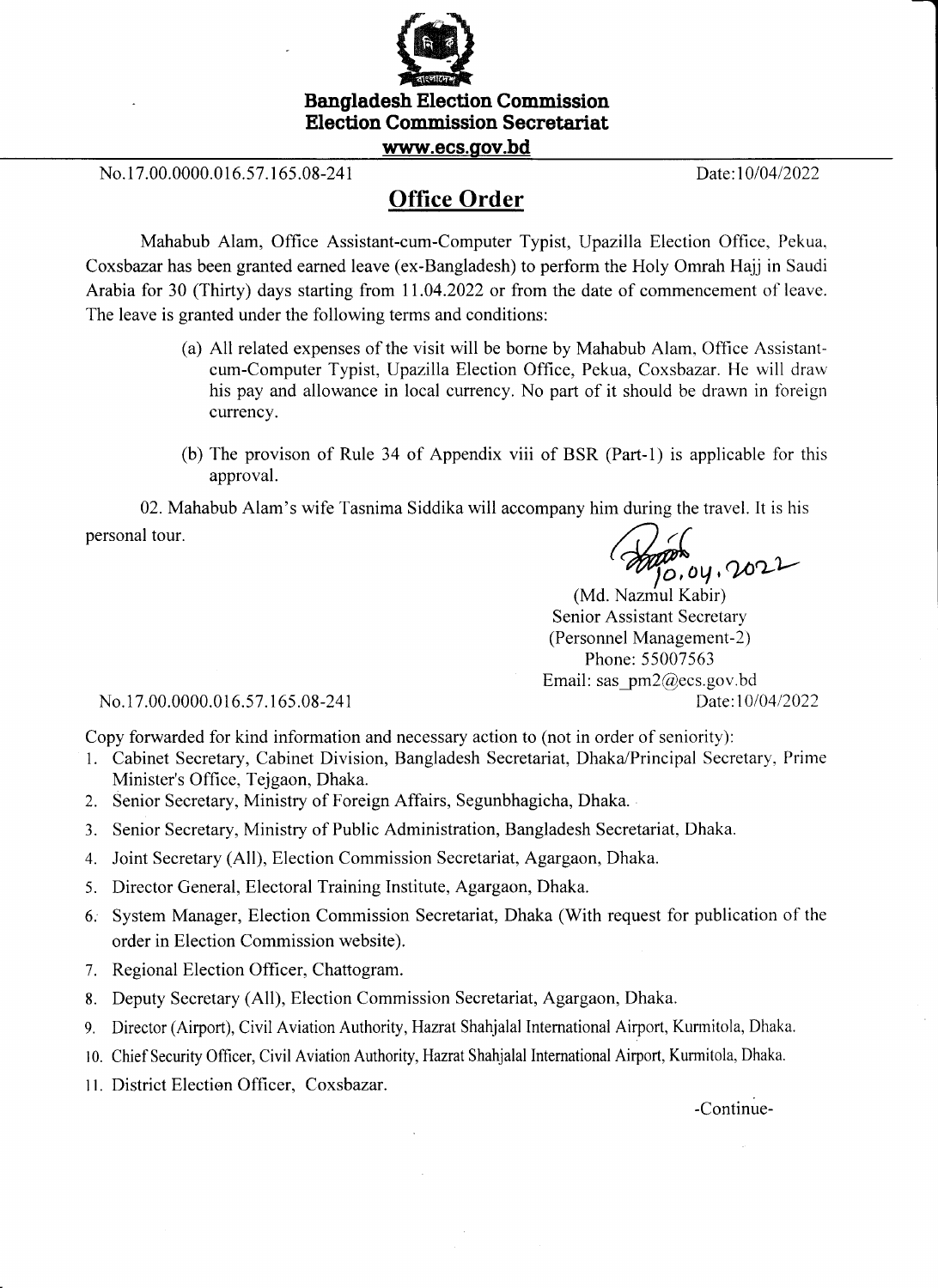**Bangladesh Election Commission**
**Election Commission Secretariat**
**www.ecs.gov.bd**

No.17.00.0000.016.57.165.08-241 Date:10/04/2022

## Office Order

Mahabub Alam, Office Assistant-cum-Computer Typist, Upazilla Election Office, Pekua, Coxsbazar has been granted earned leave (ex-Bangladesh) to perform the Holy Omrah Hajj in Saudi Arabia for 30 (Thirty) days starting from 11.04.2022 or from the date of commencement of leave. The leave is granted under the following terms and conditions:

(a) All related expenses of the visit will be borne by Mahabub Alam, Office Assistant-cum-Computer Typist, Upazilla Election Office, Pekua, Coxsbazar. He will draw his pay and allowance in local currency. No part of it should be drawn in foreign currency.

(b) The provison of Rule 34 of Appendix viii of BSR (Part-1) is applicable for this approval.

02. Mahabub Alam's wife Tasnima Siddika will accompany him during the travel. It is his personal tour.

10.04.2022

(Md. Nazmul Kabir)
Senior Assistant Secretary
(Personnel Management-2)
Phone: 55007563
Email: sas_pm2@ecs.gov.bd

No.17.00.0000.016.57.165.08-241 Date:10/04/2022

Copy forwarded for kind information and necessary action to (not in order of seniority):

1. Cabinet Secretary, Cabinet Division, Bangladesh Secretariat, Dhaka/Principal Secretary, Prime Minister's Office, Tejgaon, Dhaka.
2. Senior Secretary, Ministry of Foreign Affairs, Segunbhagicha, Dhaka.
3. Senior Secretary, Ministry of Public Administration, Bangladesh Secretariat, Dhaka.
4. Joint Secretary (All), Election Commission Secretariat, Agargaon, Dhaka.
5. Director General, Electoral Training Institute, Agargaon, Dhaka.
6. System Manager, Election Commission Secretariat, Dhaka (With request for publication of the order in Election Commission website).
7. Regional Election Officer, Chattogram.
8. Deputy Secretary (All), Election Commission Secretariat, Agargaon, Dhaka.
9. Director (Airport), Civil Aviation Authority, Hazrat Shahjalal International Airport, Kurmitola, Dhaka.
10. Chief Security Officer, Civil Aviation Authority, Hazrat Shahjalal International Airport, Kurmitola, Dhaka.
11. District Election Officer, Coxsbazar.

-Continue-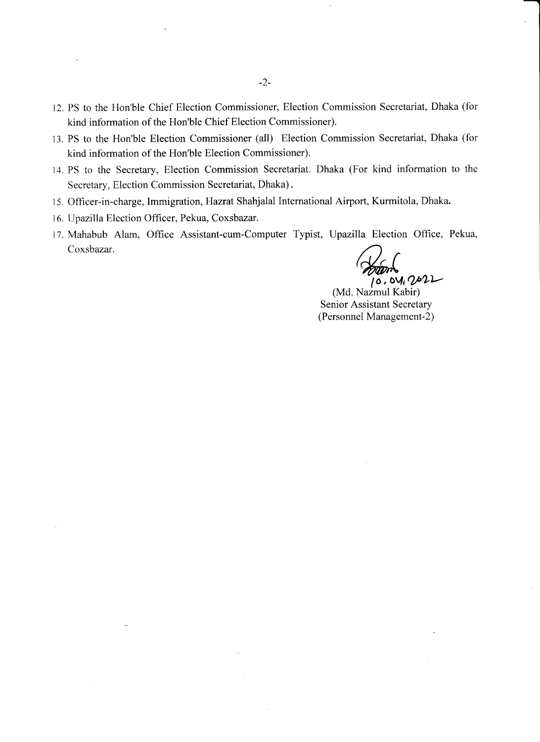12. PS to the Hon'ble Chief Election Commissioner, Election Commission Secretariat, Dhaka (for kind information of the Hon'ble Chief Election Commissioner).
13. PS to the Hon'ble Election Commissioner (all) Election Commission Secretariat, Dhaka (for kind information of the Hon'ble Election Commissioner).
14. PS to the Secretary, Election Commission Secretariat. Dhaka (For kind information to the Secretary, Election Commission Secretariat, Dhaka).
15. Officer-in-charge, Immigration, Hazrat Shahjalal International Airport, Kurmitola, Dhaka.
16. Upazilla Election Officer, Pekua, Coxsbazar.
17. Mahabub Alam, Office Assistant-cum-Computer Typist, Upazilla Election Office, Pekua, Coxsbazar.

10.04.2022

(Md. Nazmul Kabir)
Senior Assistant Secretary
(Personnel Management-2)